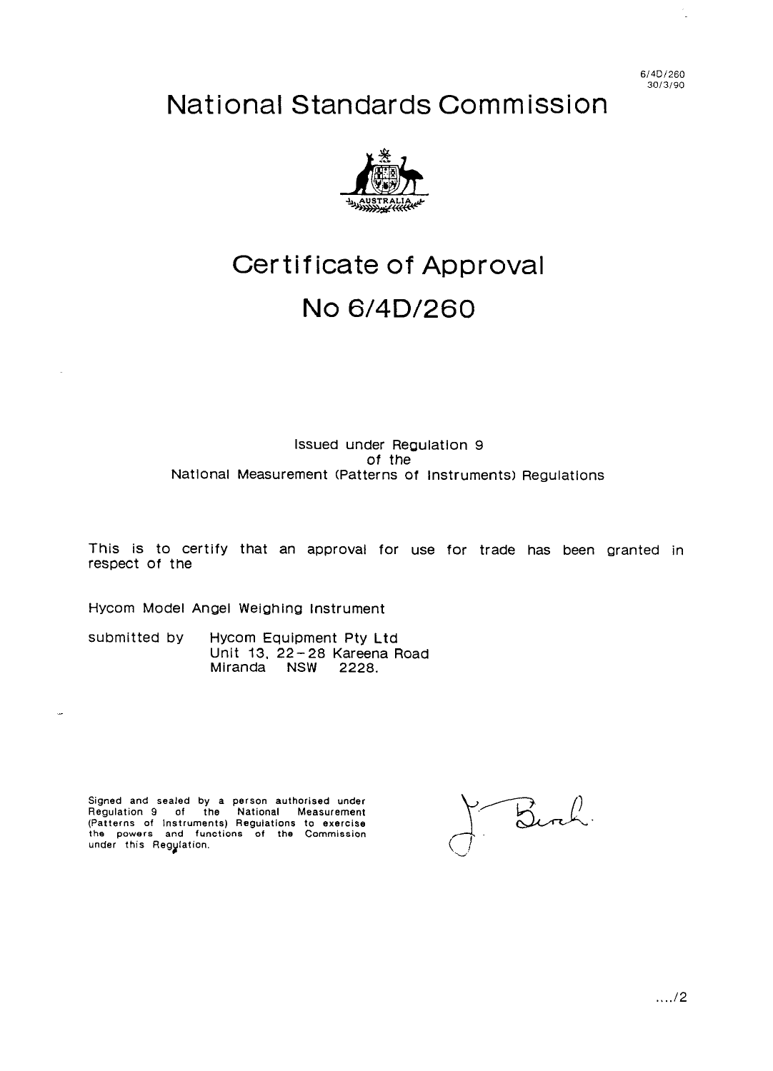6/4D/260
30/3/90

# National Standards Commission

# Certificate of Approval

# No 6/4D/260

Issued under Regulation 9
of the
National Measurement (Patterns of Instruments) Regulations

This is to certify that an approval for use for trade has been granted in respect of the

Hycom Model Angel Weighing Instrument

submitted by Hycom Equipment Pty Ltd
Unit 13, 22 – 28 Kareena Road
Miranda NSW 2228.

Signed and sealed by a person authorised under Regulation 9 of the National Measurement (Patterns of Instruments) Regulations to exercise the powers and functions of the Commission under this Regulation.

..../2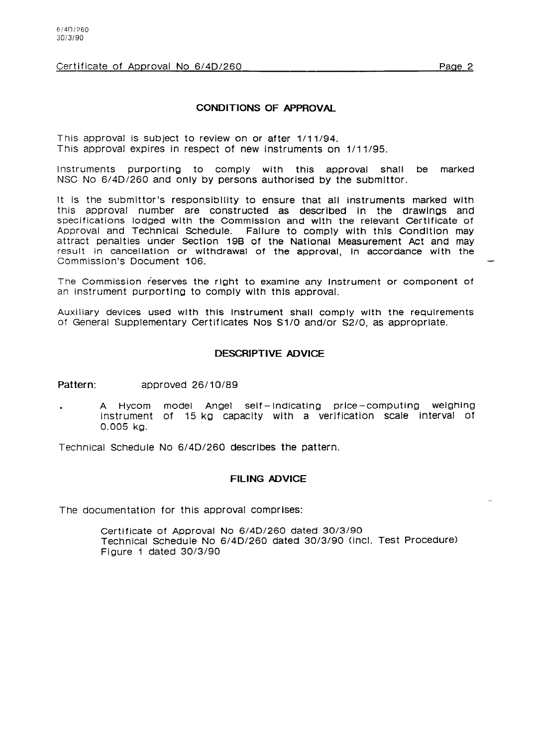Certificate of Approval No 6/4D/260

## CONDITIONS OF APPROVAL

This approval is subject to review on or after 1/11/94.
This approval expires in respect of new instruments on 1/11/95.

Instruments purporting to comply with this approval shall be marked NSC No 6/4D/260 and only by persons authorised by the submittor.

It is the submittor's responsibility to ensure that all instruments marked with this approval number are constructed as described in the drawings and specifications lodged with the Commission and with the relevant Certificate of Approval and Technical Schedule. Failure to comply with this Condition may attract penalties under Section 19B of the National Measurement Act and may result in cancellation or withdrawal of the approval, in accordance with the Commission's Document 106.

The Commission reserves the right to examine any instrument or component of an instrument purporting to comply with this approval.

Auxiliary devices used with this instrument shall comply with the requirements of General Supplementary Certificates Nos S1/0 and/or S2/0, as appropriate.

## DESCRIPTIVE ADVICE

**Pattern:** approved 26/10/89

- A Hycom model Angel self-indicating price-computing weighing instrument of 15 kg capacity with a verification scale interval of 0.005 kg.

Technical Schedule No 6/4D/260 describes the pattern.

## FILING ADVICE

The documentation for this approval comprises:

Certificate of Approval No 6/4D/260 dated 30/3/90
Technical Schedule No 6/4D/260 dated 30/3/90 (incl. Test Procedure)
Figure 1 dated 30/3/90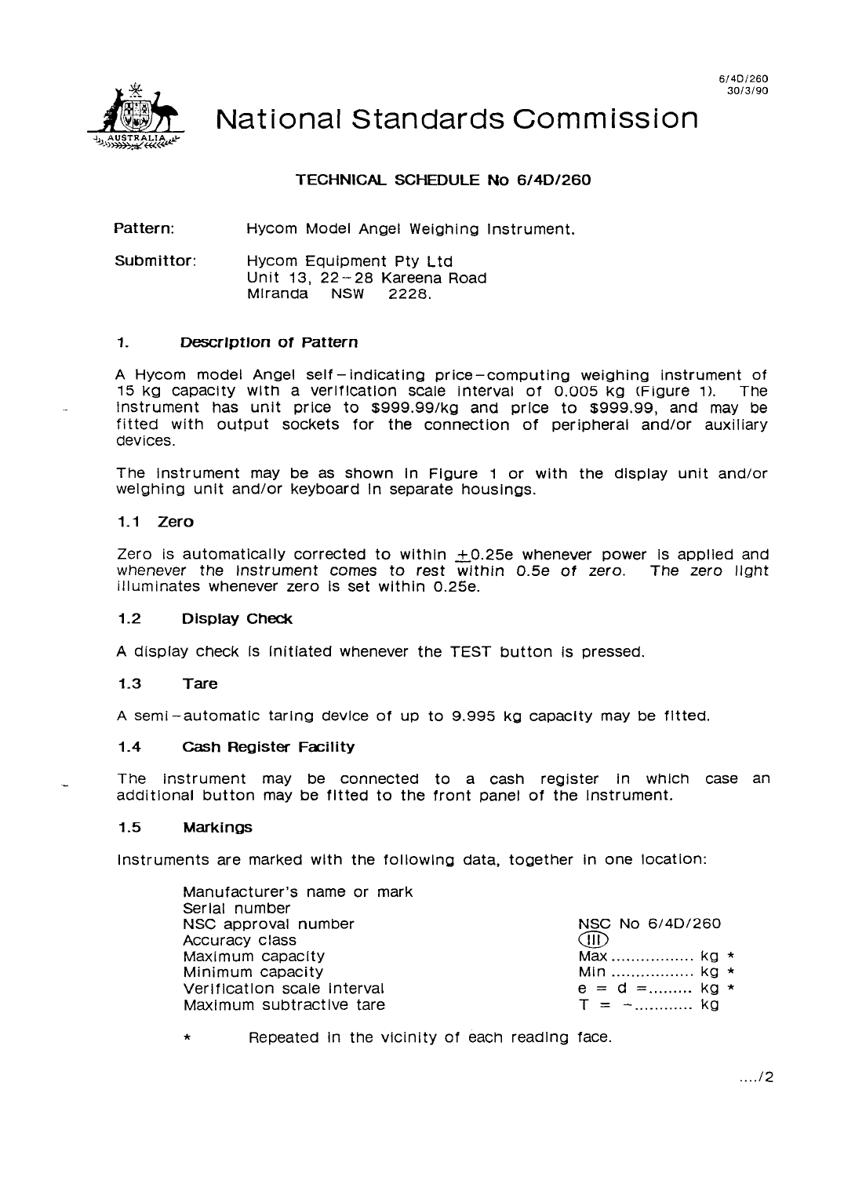6/4D/260
30/3/90

# National Standards Commission

## TECHNICAL SCHEDULE No 6/4D/260

**Pattern:** Hycom Model Angel Weighing Instrument.

**Submittor:** Hycom Equipment Pty Ltd
Unit 13, 22–28 Kareena Road
Miranda NSW 2228.

### 1. Description of Pattern

A Hycom model Angel self–indicating price–computing weighing instrument of 15 kg capacity with a verification scale interval of 0.005 kg (Figure 1). The instrument has unit price to \$999.99/kg and price to \$999.99, and may be fitted with output sockets for the connection of peripheral and/or auxiliary devices.

The instrument may be as shown in Figure 1 or with the display unit and/or weighing unit and/or keyboard in separate housings.

### 1.1 Zero

Zero is automatically corrected to within ±0.25e whenever power is applied and whenever the instrument comes to rest within 0.5e of zero. The zero light illuminates whenever zero is set within 0.25e.

### 1.2 Display Check

A display check is initiated whenever the TEST button is pressed.

### 1.3 Tare

A semi–automatic taring device of up to 9.995 kg capacity may be fitted.

### 1.4 Cash Register Facility

The instrument may be connected to a cash register in which case an additional button may be fitted to the front panel of the instrument.

### 1.5 Markings

Instruments are marked with the following data, together in one location:

| | |
|---|---|
| Manufacturer's name or mark | |
| Serial number | |
| NSC approval number | NSC No 6/4D/260 |
| Accuracy class | (III) |
| Maximum capacity | Max ................. kg * |
| Minimum capacity | Min ................. kg * |
| Verification scale interval | e = d =......... kg * |
| Maximum subtractive tare | T = –............ kg |

\* Repeated in the vicinity of each reading face.

..../2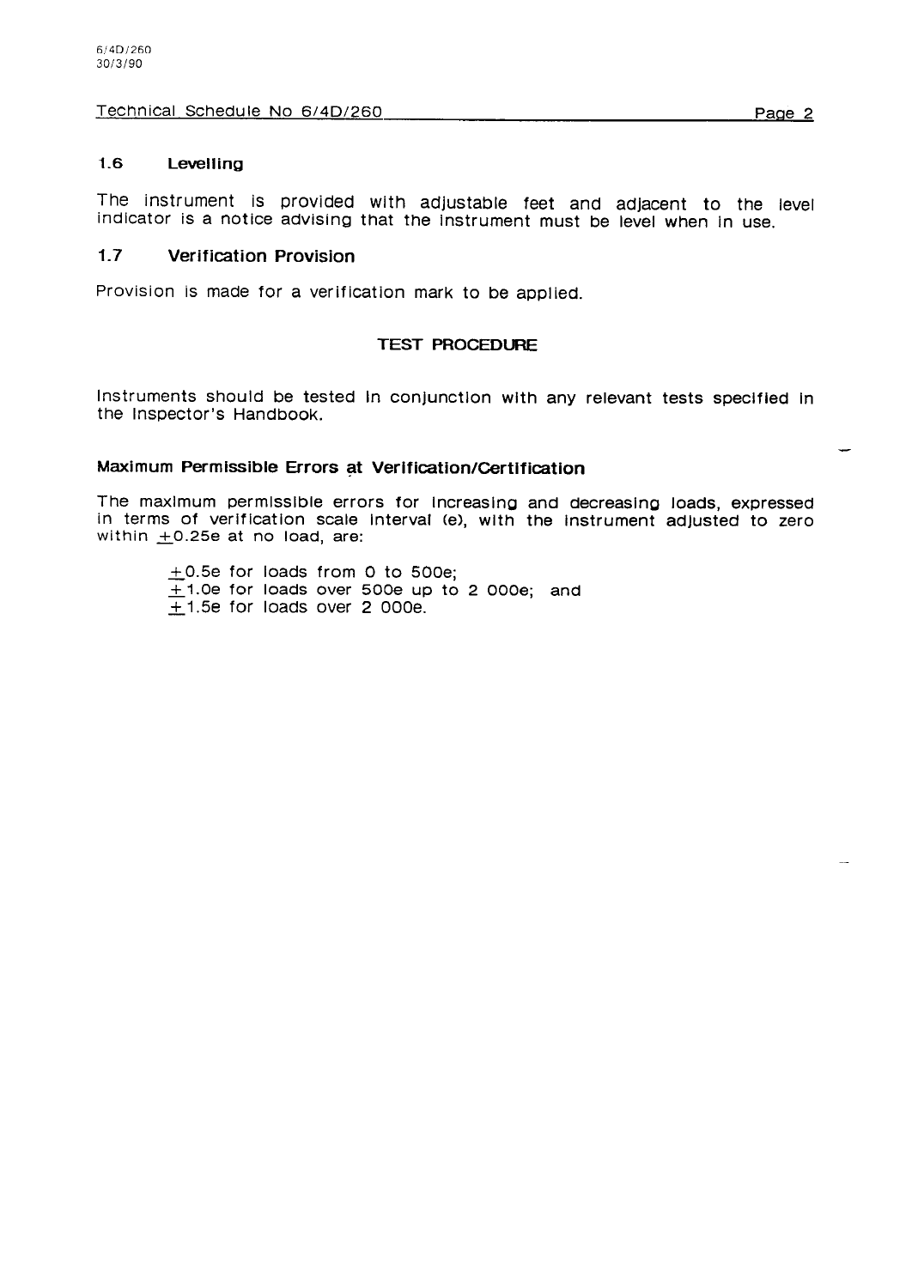### 1.6 Levelling

The instrument is provided with adjustable feet and adjacent to the level indicator is a notice advising that the instrument must be level when in use.

### 1.7 Verification Provision

Provision is made for a verification mark to be applied.

## TEST PROCEDURE

Instruments should be tested in conjunction with any relevant tests specified in the Inspector's Handbook.

### Maximum Permissible Errors at Verification/Certification

The maximum permissible errors for increasing and decreasing loads, expressed in terms of verification scale interval (e), with the instrument adjusted to zero within $\pm$0.25e at no load, are:

$\pm$0.5e for loads from 0 to 500e;
$\pm$1.0e for loads over 500e up to 2 000e; and
$\pm$1.5e for loads over 2 000e.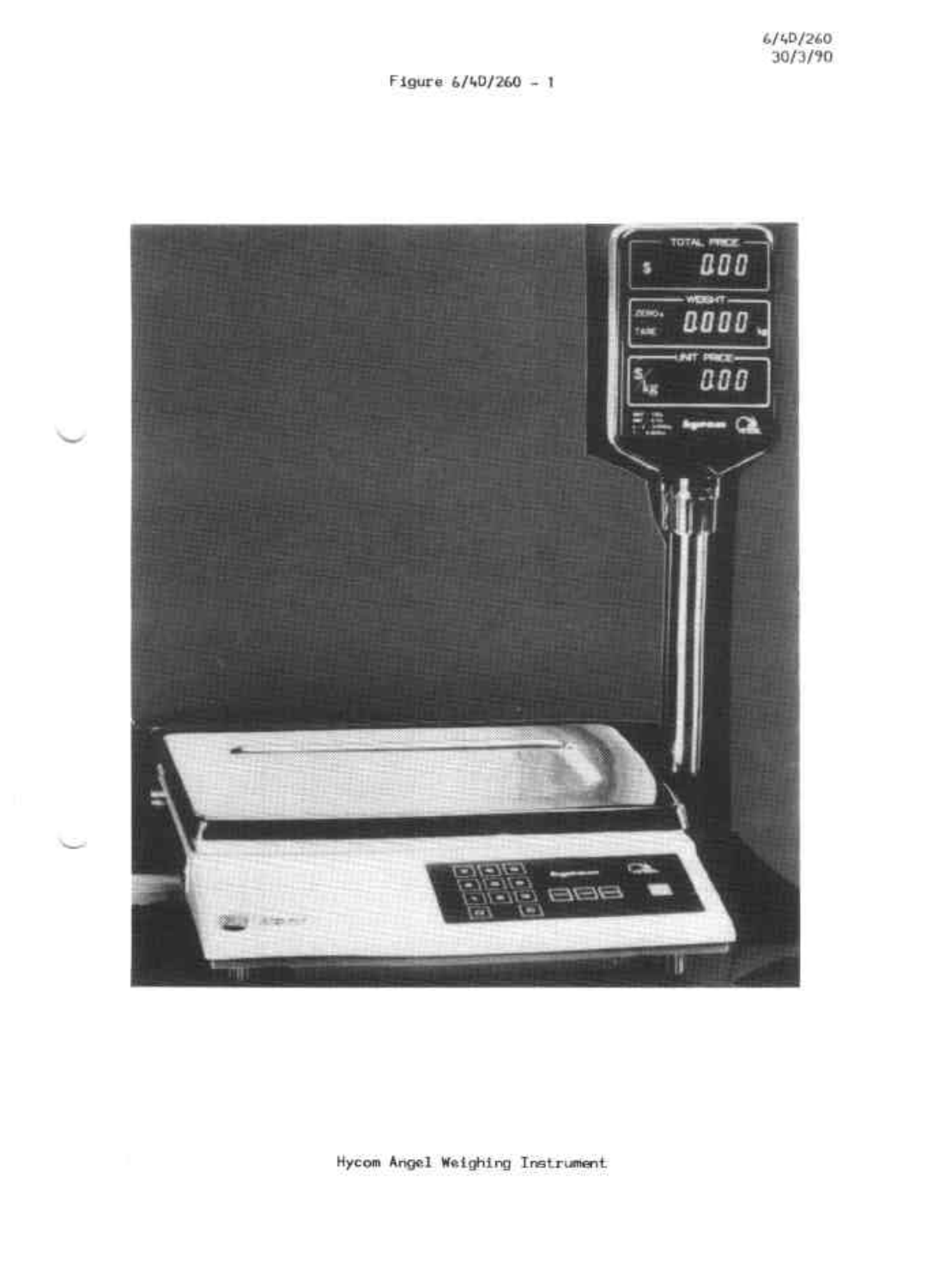Figure 6/4D/260 - 1

Hycom Angel Weighing Instrument